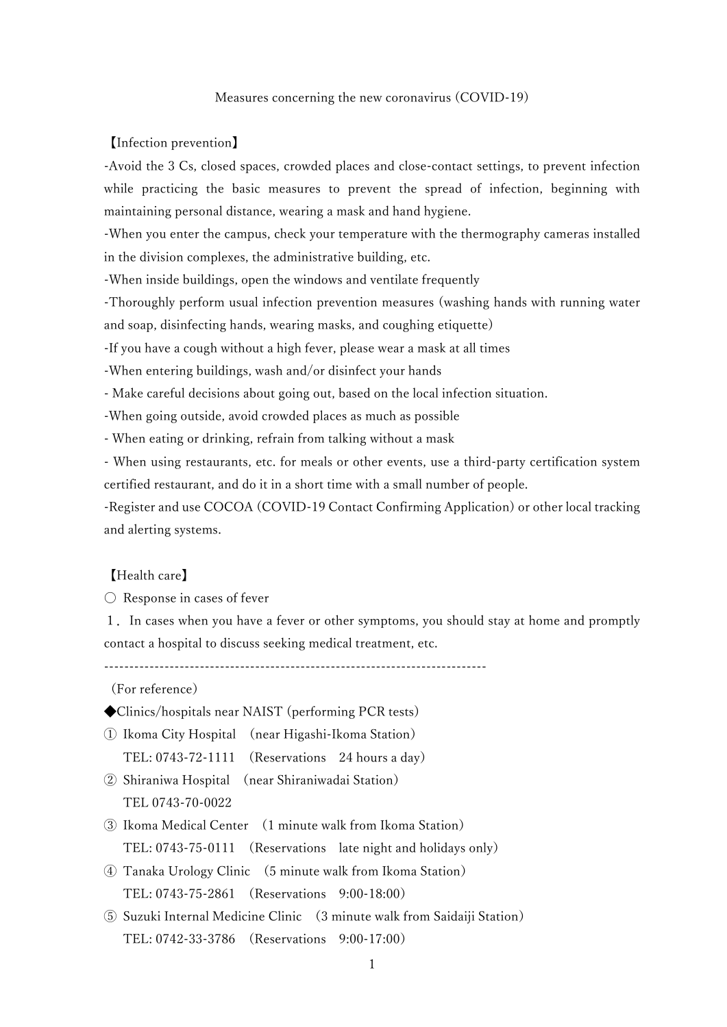# Measures concerning the new coronavirus (COVID-19)

## 【Infection prevention】

-Avoid the 3 Cs, closed spaces, crowded places and close-contact settings, to prevent infection while practicing the basic measures to prevent the spread of infection, beginning with maintaining personal distance, wearing a mask and hand hygiene.

-When you enter the campus, check your temperature with the thermography cameras installed in the division complexes, the administrative building, etc.

-When inside buildings, open the windows and ventilate frequently

-Thoroughly perform usual infection prevention measures (washing hands with running water and soap, disinfecting hands, wearing masks, and coughing etiquette)

-If you have a cough without a high fever, please wear a mask at all times

-When entering buildings, wash and/or disinfect your hands

- Make careful decisions about going out, based on the local infection situation.

-When going outside, avoid crowded places as much as possible

- When eating or drinking, refrain from talking without a mask

- When using restaurants, etc. for meals or other events, use a third-party certification system certified restaurant, and do it in a short time with a small number of people.

-Register and use COCOA (COVID-19 Contact Confirming Application) or other local tracking and alerting systems.

## 【Health care】

○ Response in cases of fever

１． In cases when you have a fever or other symptoms, you should stay at home and promptly contact a hospital to discuss seeking medical treatment, etc.

---

（For reference）

◆Clinics/hospitals near NAIST (performing PCR tests)

① Ikoma City Hospital （near Higashi-Ikoma Station）
TEL: 0743-72-1111 （Reservations 24 hours a day）

② Shiraniwa Hospital （near Shiraniwadai Station）
TEL 0743-70-0022

③ Ikoma Medical Center （1 minute walk from Ikoma Station）
TEL: 0743-75-0111 （Reservations late night and holidays only）

④ Tanaka Urology Clinic （5 minute walk from Ikoma Station）
TEL: 0743-75-2861 （Reservations 9:00-18:00）

⑤ Suzuki Internal Medicine Clinic （3 minute walk from Saidaiji Station）
TEL: 0742-33-3786 （Reservations 9:00-17:00）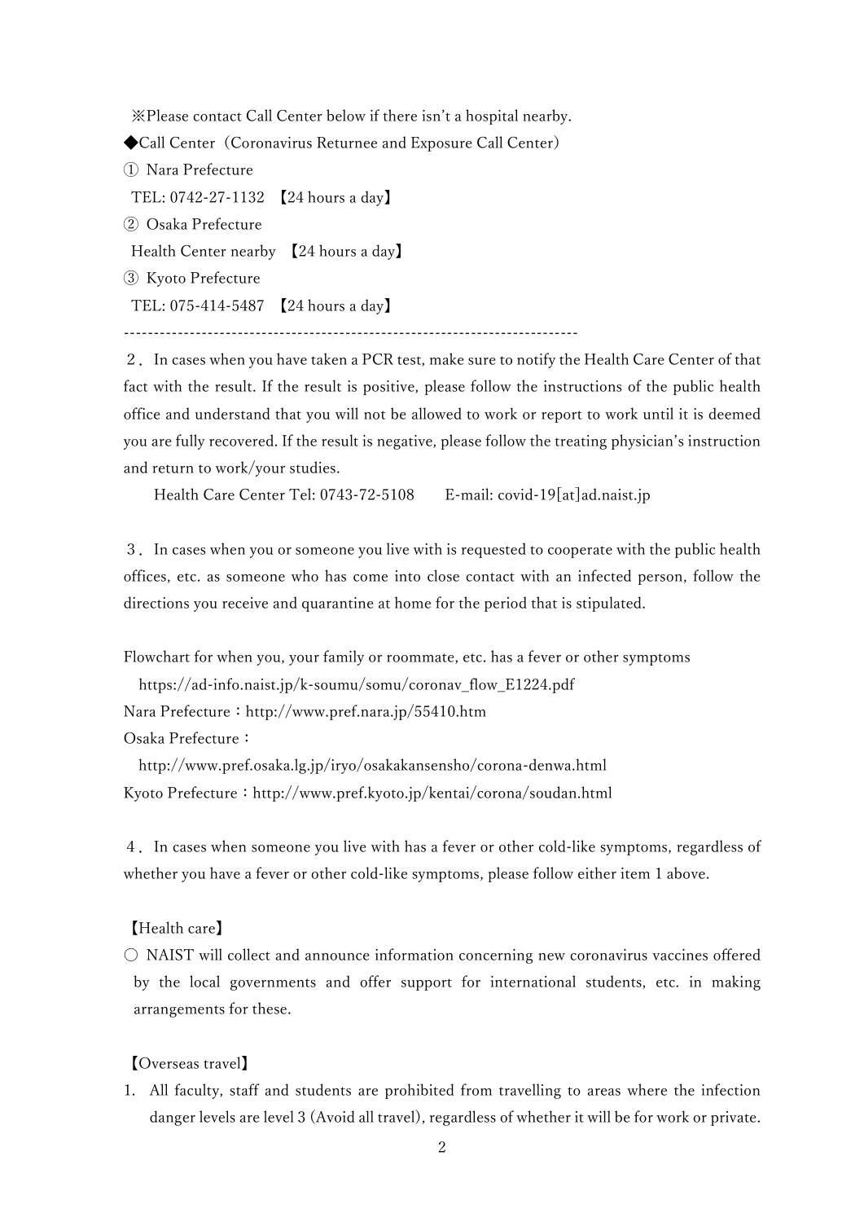※Please contact Call Center below if there isn't a hospital nearby.

◆Call Center（Coronavirus Returnee and Exposure Call Center）

① Nara Prefecture
  TEL: 0742-27-1132 【24 hours a day】

② Osaka Prefecture
  Health Center nearby 【24 hours a day】

③ Kyoto Prefecture
  TEL: 075-414-5487 【24 hours a day】

---------------------------------------------------------------------------

２．In cases when you have taken a PCR test, make sure to notify the Health Care Center of that fact with the result. If the result is positive, please follow the instructions of the public health office and understand that you will not be allowed to work or report to work until it is deemed you are fully recovered. If the result is negative, please follow the treating physician's instruction and return to work/your studies.

  Health Care Center Tel: 0743-72-5108  E-mail: covid-19[at]ad.naist.jp

３．In cases when you or someone you live with is requested to cooperate with the public health offices, etc. as someone who has come into close contact with an infected person, follow the directions you receive and quarantine at home for the period that is stipulated.

Flowchart for when you, your family or roommate, etc. has a fever or other symptoms
  https://ad-info.naist.jp/k-soumu/somu/coronav_flow_E1224.pdf

Nara Prefecture：http://www.pref.nara.jp/55410.htm

Osaka Prefecture：
  http://www.pref.osaka.lg.jp/iryo/osakakansensho/corona-denwa.html

Kyoto Prefecture：http://www.pref.kyoto.jp/kentai/corona/soudan.html

４．In cases when someone you live with has a fever or other cold-like symptoms, regardless of whether you have a fever or other cold-like symptoms, please follow either item 1 above.

【Health care】

○ NAIST will collect and announce information concerning new coronavirus vaccines offered by the local governments and offer support for international students, etc. in making arrangements for these.

【Overseas travel】

1. All faculty, staff and students are prohibited from travelling to areas where the infection danger levels are level 3 (Avoid all travel), regardless of whether it will be for work or private.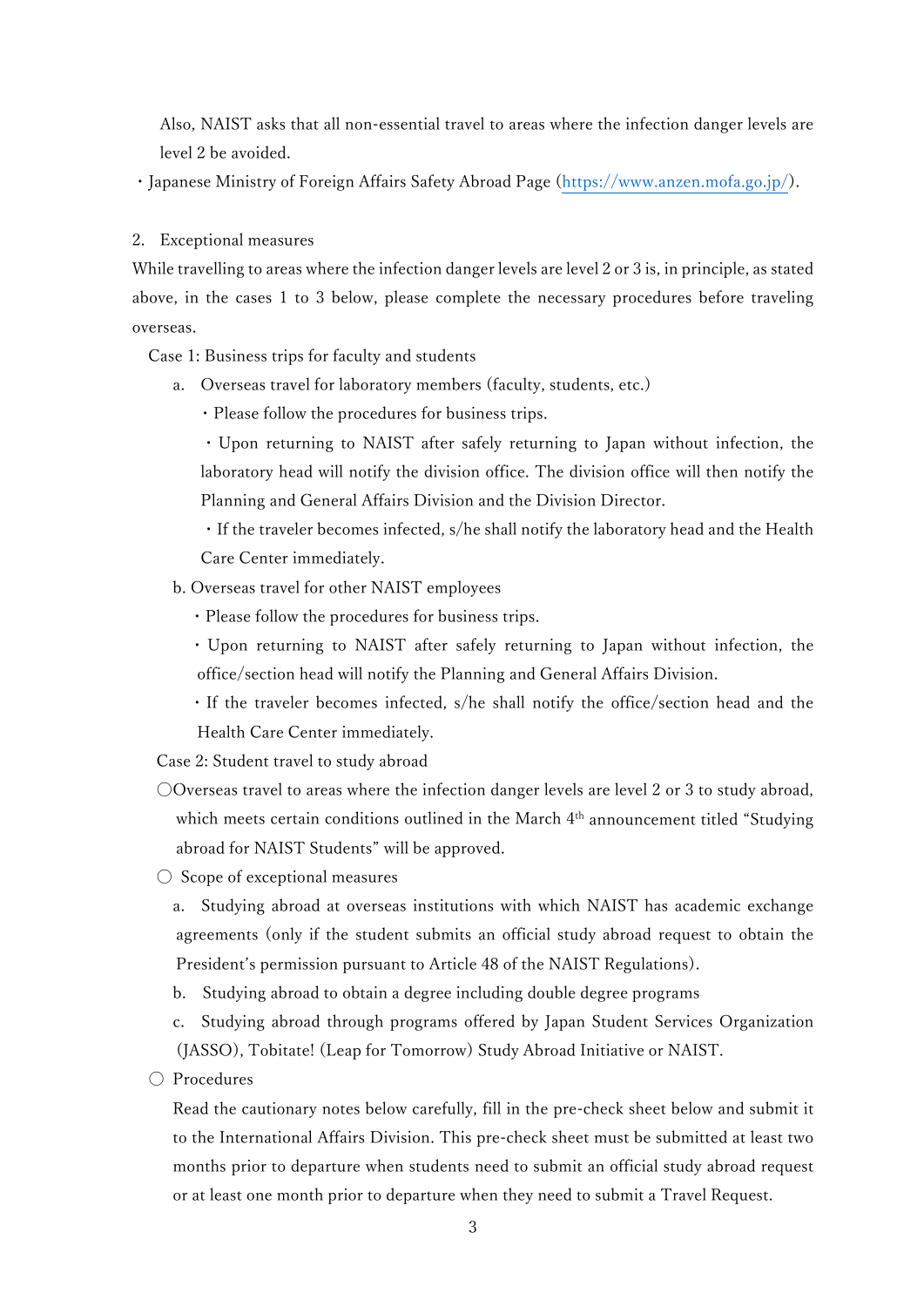Also, NAIST asks that all non-essential travel to areas where the infection danger levels are level 2 be avoided.

・Japanese Ministry of Foreign Affairs Safety Abroad Page (https://www.anzen.mofa.go.jp/).

2. Exceptional measures

While travelling to areas where the infection danger levels are level 2 or 3 is, in principle, as stated above, in the cases 1 to 3 below, please complete the necessary procedures before traveling overseas.

Case 1: Business trips for faculty and students

a. Overseas travel for laboratory members (faculty, students, etc.)

・Please follow the procedures for business trips.

・Upon returning to NAIST after safely returning to Japan without infection, the laboratory head will notify the division office. The division office will then notify the Planning and General Affairs Division and the Division Director.

・If the traveler becomes infected, s/he shall notify the laboratory head and the Health Care Center immediately.

b. Overseas travel for other NAIST employees

・Please follow the procedures for business trips.

・Upon returning to NAIST after safely returning to Japan without infection, the office/section head will notify the Planning and General Affairs Division.

・If the traveler becomes infected, s/he shall notify the office/section head and the Health Care Center immediately.

Case 2: Student travel to study abroad

○Overseas travel to areas where the infection danger levels are level 2 or 3 to study abroad, which meets certain conditions outlined in the March 4th announcement titled "Studying abroad for NAIST Students" will be approved.

○ Scope of exceptional measures

a. Studying abroad at overseas institutions with which NAIST has academic exchange agreements (only if the student submits an official study abroad request to obtain the President's permission pursuant to Article 48 of the NAIST Regulations).

b. Studying abroad to obtain a degree including double degree programs

c. Studying abroad through programs offered by Japan Student Services Organization (JASSO), Tobitate! (Leap for Tomorrow) Study Abroad Initiative or NAIST.

○ Procedures

Read the cautionary notes below carefully, fill in the pre-check sheet below and submit it to the International Affairs Division. This pre-check sheet must be submitted at least two months prior to departure when students need to submit an official study abroad request or at least one month prior to departure when they need to submit a Travel Request.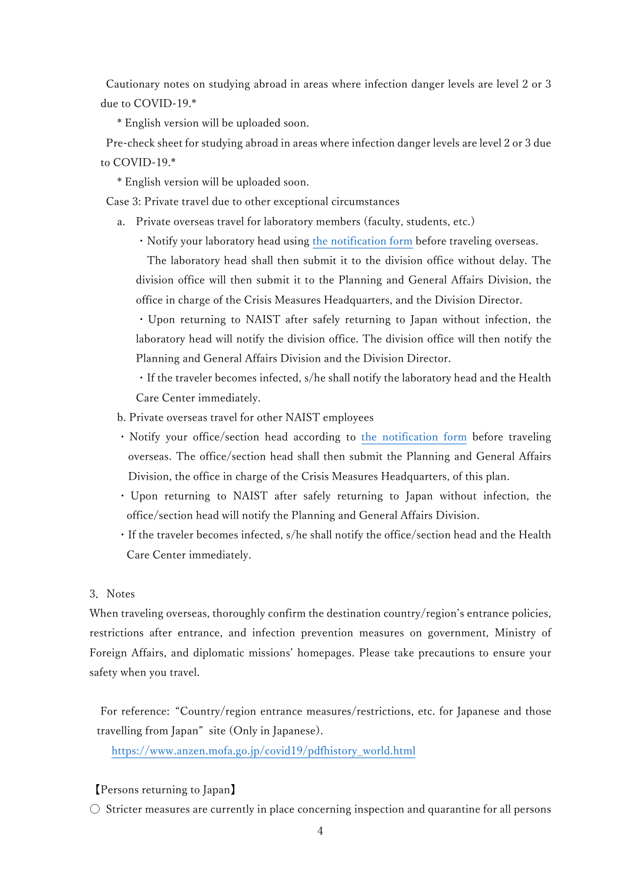Cautionary notes on studying abroad in areas where infection danger levels are level 2 or 3 due to COVID-19.*

\* English version will be uploaded soon.

Pre-check sheet for studying abroad in areas where infection danger levels are level 2 or 3 due to COVID-19.*

\* English version will be uploaded soon.

Case 3: Private travel due to other exceptional circumstances

a. Private overseas travel for laboratory members (faculty, students, etc.)

・Notify your laboratory head using the notification form before traveling overseas. The laboratory head shall then submit it to the division office without delay. The division office will then submit it to the Planning and General Affairs Division, the office in charge of the Crisis Measures Headquarters, and the Division Director.

・Upon returning to NAIST after safely returning to Japan without infection, the laboratory head will notify the division office. The division office will then notify the Planning and General Affairs Division and the Division Director.

・If the traveler becomes infected, s/he shall notify the laboratory head and the Health Care Center immediately.

b. Private overseas travel for other NAIST employees

・Notify your office/section head according to the notification form before traveling overseas. The office/section head shall then submit the Planning and General Affairs Division, the office in charge of the Crisis Measures Headquarters, of this plan.

・Upon returning to NAIST after safely returning to Japan without infection, the office/section head will notify the Planning and General Affairs Division.

・If the traveler becomes infected, s/he shall notify the office/section head and the Health Care Center immediately.

## 3. Notes

When traveling overseas, thoroughly confirm the destination country/region's entrance policies, restrictions after entrance, and infection prevention measures on government, Ministry of Foreign Affairs, and diplomatic missions' homepages. Please take precautions to ensure your safety when you travel.

For reference: "Country/region entrance measures/restrictions, etc. for Japanese and those travelling from Japan" site (Only in Japanese).

https://www.anzen.mofa.go.jp/covid19/pdfhistory_world.html

【Persons returning to Japan】

○ Stricter measures are currently in place concerning inspection and quarantine for all persons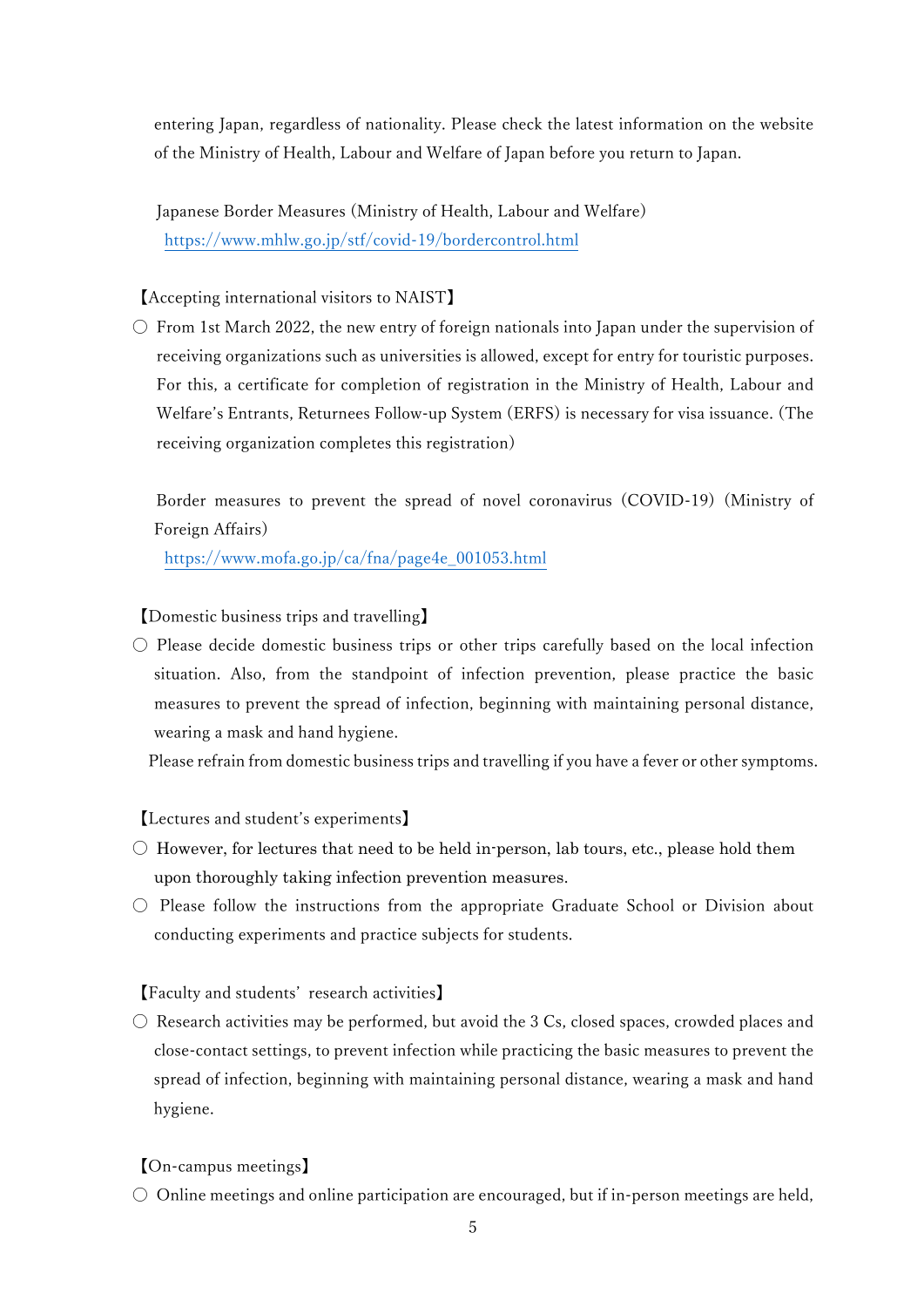entering Japan, regardless of nationality. Please check the latest information on the website of the Ministry of Health, Labour and Welfare of Japan before you return to Japan.

Japanese Border Measures (Ministry of Health, Labour and Welfare)
https://www.mhlw.go.jp/stf/covid-19/bordercontrol.html

【Accepting international visitors to NAIST】

○ From 1st March 2022, the new entry of foreign nationals into Japan under the supervision of receiving organizations such as universities is allowed, except for entry for touristic purposes. For this, a certificate for completion of registration in the Ministry of Health, Labour and Welfare's Entrants, Returnees Follow-up System (ERFS) is necessary for visa issuance. (The receiving organization completes this registration)

Border measures to prevent the spread of novel coronavirus (COVID-19) (Ministry of Foreign Affairs)
https://www.mofa.go.jp/ca/fna/page4e_001053.html

【Domestic business trips and travelling】

○ Please decide domestic business trips or other trips carefully based on the local infection situation. Also, from the standpoint of infection prevention, please practice the basic measures to prevent the spread of infection, beginning with maintaining personal distance, wearing a mask and hand hygiene.
Please refrain from domestic business trips and travelling if you have a fever or other symptoms.

【Lectures and student's experiments】

○ However, for lectures that need to be held in-person, lab tours, etc., please hold them upon thoroughly taking infection prevention measures.

○ Please follow the instructions from the appropriate Graduate School or Division about conducting experiments and practice subjects for students.

【Faculty and students' research activities】

○ Research activities may be performed, but avoid the 3 Cs, closed spaces, crowded places and close-contact settings, to prevent infection while practicing the basic measures to prevent the spread of infection, beginning with maintaining personal distance, wearing a mask and hand hygiene.

【On-campus meetings】

○ Online meetings and online participation are encouraged, but if in-person meetings are held,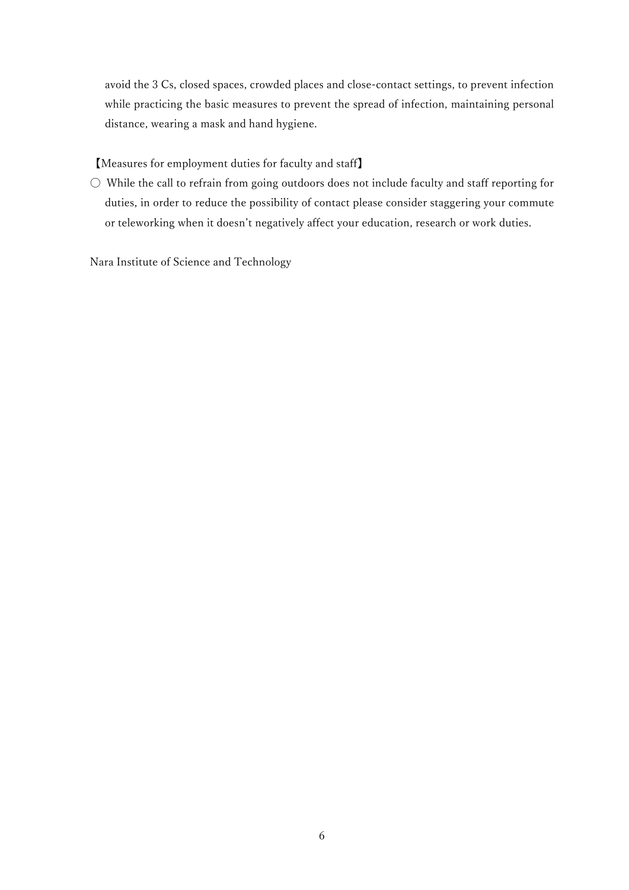avoid the 3 Cs, closed spaces, crowded places and close-contact settings, to prevent infection while practicing the basic measures to prevent the spread of infection, maintaining personal distance, wearing a mask and hand hygiene.

【Measures for employment duties for faculty and staff】

○ While the call to refrain from going outdoors does not include faculty and staff reporting for duties, in order to reduce the possibility of contact please consider staggering your commute or teleworking when it doesn't negatively affect your education, research or work duties.

Nara Institute of Science and Technology